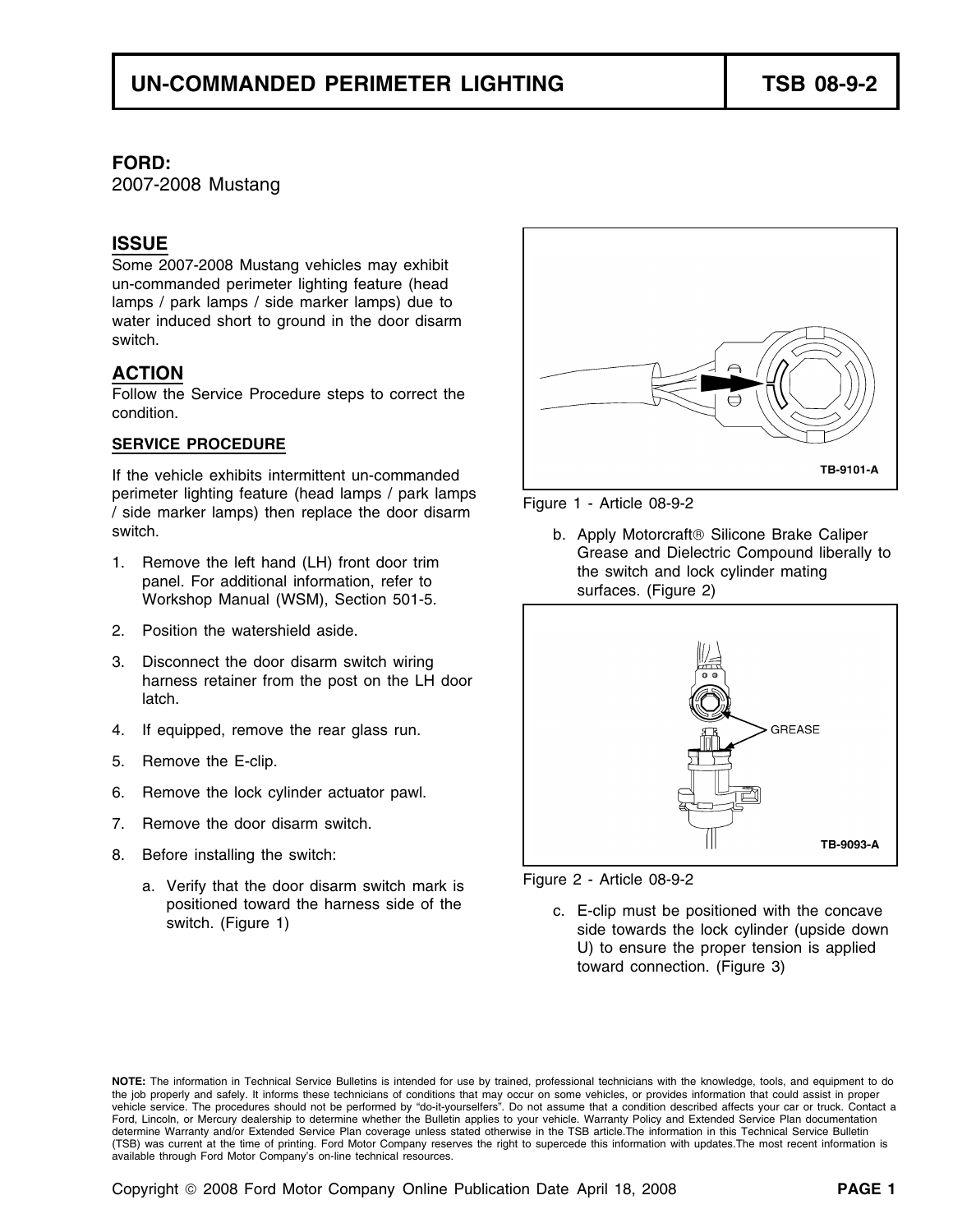# UN-COMMANDED PERIMETER LIGHTING — TSB 08-9-2

**FORD:**
2007-2008 Mustang

## ISSUE

Some 2007-2008 Mustang vehicles may exhibit un-commanded perimeter lighting feature (head lamps / park lamps / side marker lamps) due to water induced short to ground in the door disarm switch.

## ACTION

Follow the Service Procedure steps to correct the condition.

### SERVICE PROCEDURE

If the vehicle exhibits intermittent un-commanded perimeter lighting feature (head lamps / park lamps / side marker lamps) then replace the door disarm switch.

1. Remove the left hand (LH) front door trim panel. For additional information, refer to Workshop Manual (WSM), Section 501-5.
2. Position the watershield aside.
3. Disconnect the door disarm switch wiring harness retainer from the post on the LH door latch.
4. If equipped, remove the rear glass run.
5. Remove the E-clip.
6. Remove the lock cylinder actuator pawl.
7. Remove the door disarm switch.
8. Before installing the switch:
   a. Verify that the door disarm switch mark is positioned toward the harness side of the switch. (Figure 1)

TB-9101-A

Figure 1 - Article 08-9-2

   b. Apply Motorcraft® Silicone Brake Caliper Grease and Dielectric Compound liberally to the switch and lock cylinder mating surfaces. (Figure 2)

GREASE

TB-9093-A

Figure 2 - Article 08-9-2

   c. E-clip must be positioned with the concave side towards the lock cylinder (upside down U) to ensure the proper tension is applied toward connection. (Figure 3)

**NOTE:** The information in Technical Service Bulletins is intended for use by trained, professional technicians with the knowledge, tools, and equipment to do the job properly and safely. It informs these technicians of conditions that may occur on some vehicles, or provides information that could assist in proper vehicle service. The procedures should not be performed by "do-it-yourselfers". Do not assume that a condition described affects your car or truck. Contact a Ford, Lincoln, or Mercury dealership to determine whether the Bulletin applies to your vehicle. Warranty Policy and Extended Service Plan documentation determine Warranty and/or Extended Service Plan coverage unless stated otherwise in the TSB article.The information in this Technical Service Bulletin (TSB) was current at the time of printing. Ford Motor Company reserves the right to supercede this information with updates.The most recent information is available through Ford Motor Company's on-line technical resources.

Copyright © 2008 Ford Motor Company Online Publication Date April 18, 2008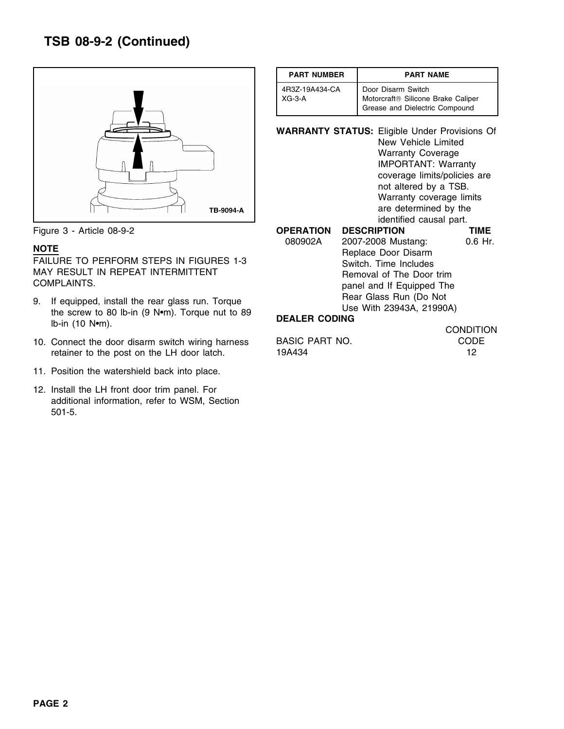# TSB 08-9-2 (Continued)

TB-9094-A

Figure 3 - Article 08-9-2

**NOTE**

FAILURE TO PERFORM STEPS IN FIGURES 1-3 MAY RESULT IN REPEAT INTERMITTENT COMPLAINTS.

9. If equipped, install the rear glass run. Torque the screw to 80 lb-in (9 N•m). Torque nut to 89 lb-in (10 N•m).
10. Connect the door disarm switch wiring harness retainer to the post on the LH door latch.
11. Position the watershield back into place.
12. Install the LH front door trim panel. For additional information, refer to WSM, Section 501-5.

| PART NUMBER | PART NAME |
| --- | --- |
| 4R3Z-19A434-CA | Door Disarm Switch |
| XG-3-A | Motorcraft® Silicone Brake Caliper Grease and Dielectric Compound |

**WARRANTY STATUS:** Eligible Under Provisions Of New Vehicle Limited Warranty Coverage IMPORTANT: Warranty coverage limits/policies are not altered by a TSB. Warranty coverage limits are determined by the identified causal part.

| OPERATION | DESCRIPTION | TIME |
| --- | --- | --- |
| 080902A | 2007-2008 Mustang: Replace Door Disarm Switch. Time Includes Removal of The Door trim panel and If Equipped The Rear Glass Run (Do Not Use With 23943A, 21990A) | 0.6 Hr. |

**DEALER CODING**

| BASIC PART NO. | CONDITION CODE |
| --- | --- |
| 19A434 | 12 |